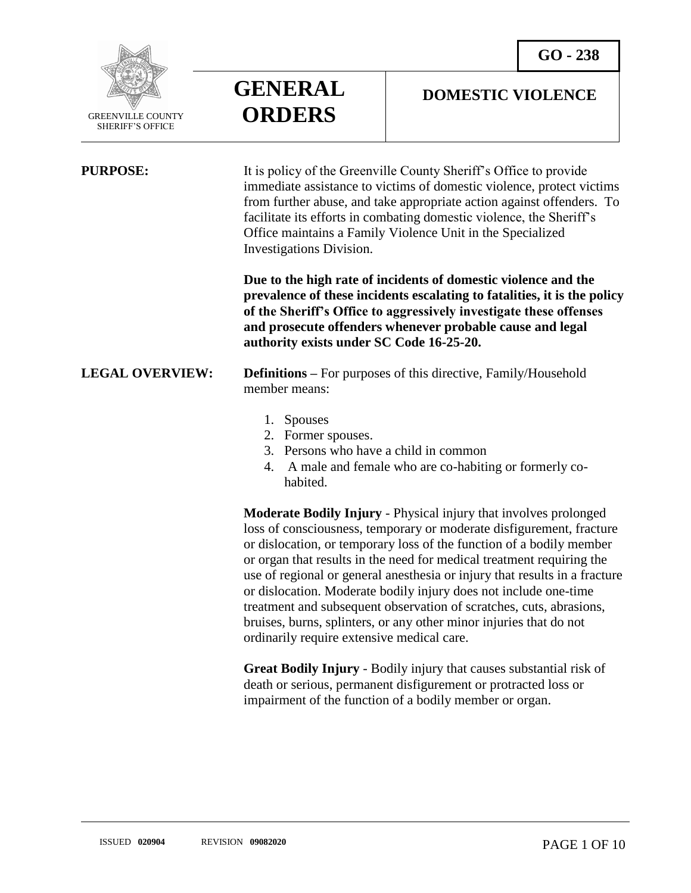GO - 238

GREENVILLE COUNTY SHERIFF'S OFFICE

# GENERAL ORDERS

## DOMESTIC VIOLENCE

**PURPOSE:**

It is policy of the Greenville County Sheriff's Office to provide immediate assistance to victims of domestic violence, protect victims from further abuse, and take appropriate action against offenders. To facilitate its efforts in combating domestic violence, the Sheriff's Office maintains a Family Violence Unit in the Specialized Investigations Division.

**Due to the high rate of incidents of domestic violence and the prevalence of these incidents escalating to fatalities, it is the policy of the Sheriff's Office to aggressively investigate these offenses and prosecute offenders whenever probable cause and legal authority exists under SC Code 16-25-20.**

**LEGAL OVERVIEW:**

**Definitions** – For purposes of this directive, Family/Household member means:

1. Spouses
2. Former spouses.
3. Persons who have a child in common
4. A male and female who are co-habiting or formerly co-habited.

**Moderate Bodily Injury** - Physical injury that involves prolonged loss of consciousness, temporary or moderate disfigurement, fracture or dislocation, or temporary loss of the function of a bodily member or organ that results in the need for medical treatment requiring the use of regional or general anesthesia or injury that results in a fracture or dislocation. Moderate bodily injury does not include one-time treatment and subsequent observation of scratches, cuts, abrasions, bruises, burns, splinters, or any other minor injuries that do not ordinarily require extensive medical care.

**Great Bodily Injury** - Bodily injury that causes substantial risk of death or serious, permanent disfigurement or protracted loss or impairment of the function of a bodily member or organ.

ISSUED **020904** REVISION **09082020**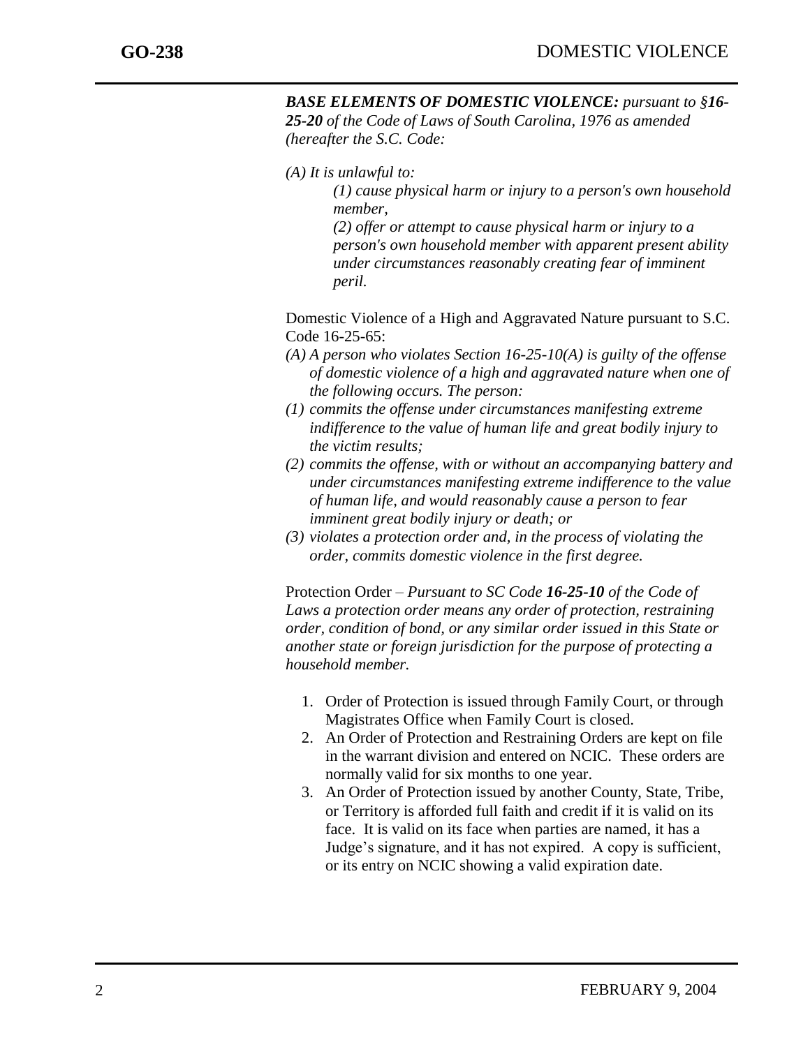***BASE ELEMENTS OF DOMESTIC VIOLENCE:*** *pursuant to §**16-25-20** of the Code of Laws of South Carolina, 1976 as amended (hereafter the S.C. Code:*

*(A) It is unlawful to:*

> *(1) cause physical harm or injury to a person's own household member,*
>
> *(2) offer or attempt to cause physical harm or injury to a person's own household member with apparent present ability under circumstances reasonably creating fear of imminent peril.*

Domestic Violence of a High and Aggravated Nature pursuant to S.C. Code 16-25-65:

*(A) A person who violates Section 16-25-10(A) is guilty of the offense of domestic violence of a high and aggravated nature when one of the following occurs. The person:*

*(1) commits the offense under circumstances manifesting extreme indifference to the value of human life and great bodily injury to the victim results;*

*(2) commits the offense, with or without an accompanying battery and under circumstances manifesting extreme indifference to the value of human life, and would reasonably cause a person to fear imminent great bodily injury or death; or*

*(3) violates a protection order and, in the process of violating the order, commits domestic violence in the first degree.*

Protection Order – *Pursuant to SC Code **16-25-10** of the Code of Laws a protection order means any order of protection, restraining order, condition of bond, or any similar order issued in this State or another state or foreign jurisdiction for the purpose of protecting a household member.*

1. Order of Protection is issued through Family Court, or through Magistrates Office when Family Court is closed.
2. An Order of Protection and Restraining Orders are kept on file in the warrant division and entered on NCIC. These orders are normally valid for six months to one year.
3. An Order of Protection issued by another County, State, Tribe, or Territory is afforded full faith and credit if it is valid on its face. It is valid on its face when parties are named, it has a Judge's signature, and it has not expired. A copy is sufficient, or its entry on NCIC showing a valid expiration date.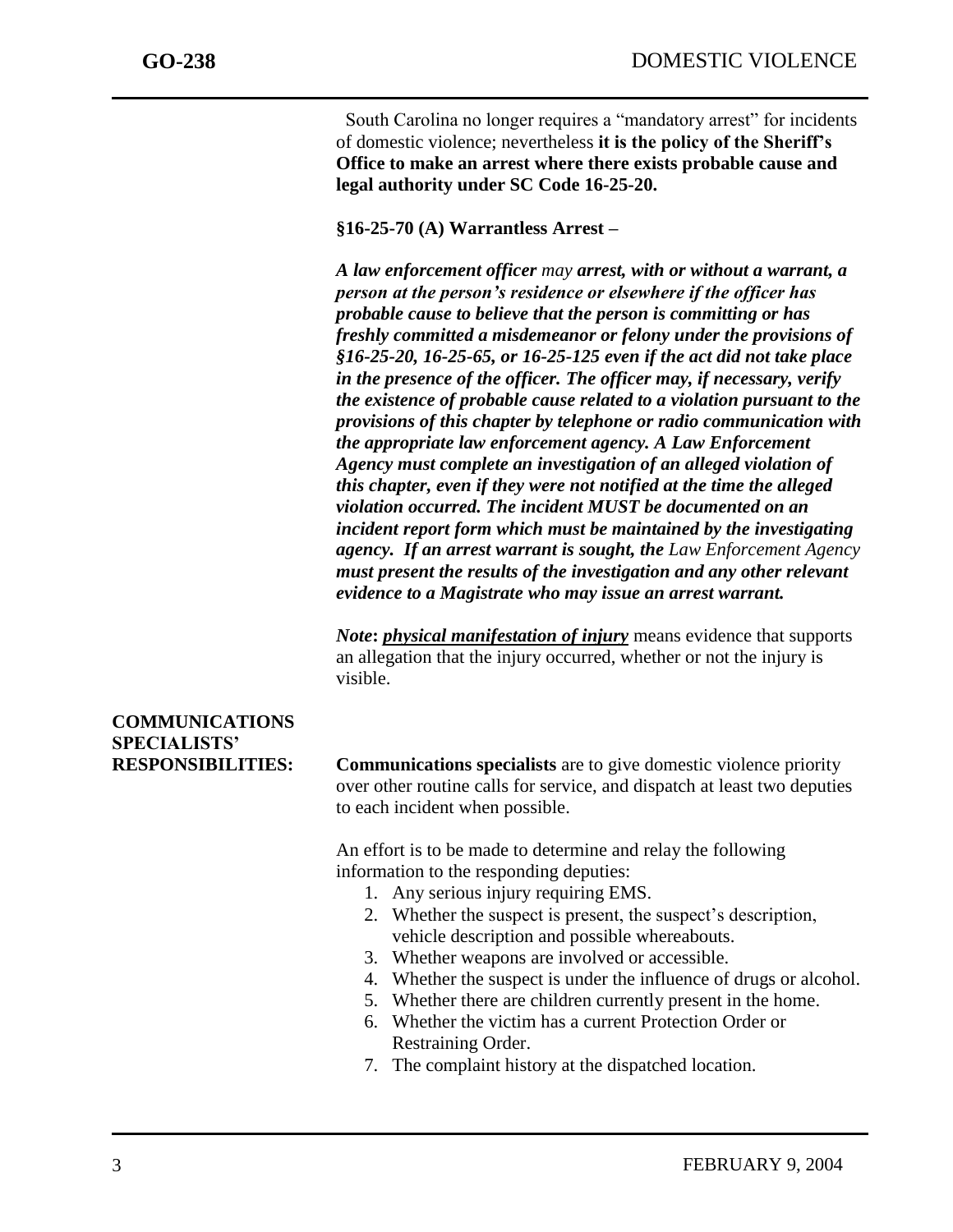South Carolina no longer requires a "mandatory arrest" for incidents of domestic violence; nevertheless **it is the policy of the Sheriff's Office to make an arrest where there exists probable cause and legal authority under SC Code 16-25-20.**

**§16-25-70 (A) Warrantless Arrest –**

***A law enforcement officer** may **arrest, with or without a warrant, a person at the person's residence or elsewhere if the officer has probable cause to believe that the person is committing or has freshly committed a misdemeanor or felony under the provisions of §16-25-20, 16-25-65, or 16-25-125 even if the act did not take place in the presence of the officer. The officer may, if necessary, verify the existence of probable cause related to a violation pursuant to the provisions of this chapter by telephone or radio communication with the appropriate law enforcement agency. A Law Enforcement Agency must complete an investigation of an alleged violation of this chapter, even if they were not notified at the time the alleged violation occurred. The incident MUST be documented on an incident report form which must be maintained by the investigating agency. If an arrest warrant is sought, the** Law Enforcement Agency **must present the results of the investigation and any other relevant evidence to a Magistrate who may issue an arrest warrant.***

***Note**: **physical manifestation of injury*** means evidence that supports an allegation that the injury occurred, whether or not the injury is visible.

## COMMUNICATIONS SPECIALISTS' RESPONSIBILITIES:

**Communications specialists** are to give domestic violence priority over other routine calls for service, and dispatch at least two deputies to each incident when possible.

An effort is to be made to determine and relay the following information to the responding deputies:

1. Any serious injury requiring EMS.
2. Whether the suspect is present, the suspect's description, vehicle description and possible whereabouts.
3. Whether weapons are involved or accessible.
4. Whether the suspect is under the influence of drugs or alcohol.
5. Whether there are children currently present in the home.
6. Whether the victim has a current Protection Order or Restraining Order.
7. The complaint history at the dispatched location.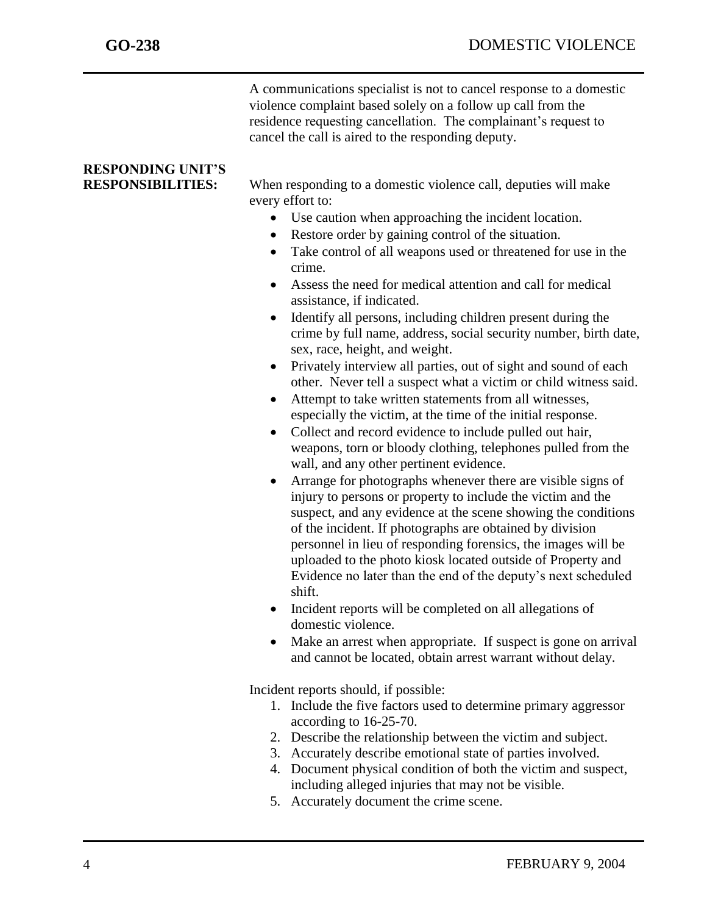A communications specialist is not to cancel response to a domestic violence complaint based solely on a follow up call from the residence requesting cancellation. The complainant's request to cancel the call is aired to the responding deputy.

## RESPONDING UNIT'S RESPONSIBILITIES:

When responding to a domestic violence call, deputies will make every effort to:

- Use caution when approaching the incident location.
- Restore order by gaining control of the situation.
- Take control of all weapons used or threatened for use in the crime.
- Assess the need for medical attention and call for medical assistance, if indicated.
- Identify all persons, including children present during the crime by full name, address, social security number, birth date, sex, race, height, and weight.
- Privately interview all parties, out of sight and sound of each other. Never tell a suspect what a victim or child witness said.
- Attempt to take written statements from all witnesses, especially the victim, at the time of the initial response.
- Collect and record evidence to include pulled out hair, weapons, torn or bloody clothing, telephones pulled from the wall, and any other pertinent evidence.
- Arrange for photographs whenever there are visible signs of injury to persons or property to include the victim and the suspect, and any evidence at the scene showing the conditions of the incident. If photographs are obtained by division personnel in lieu of responding forensics, the images will be uploaded to the photo kiosk located outside of Property and Evidence no later than the end of the deputy's next scheduled shift.
- Incident reports will be completed on all allegations of domestic violence.
- Make an arrest when appropriate. If suspect is gone on arrival and cannot be located, obtain arrest warrant without delay.

Incident reports should, if possible:

1. Include the five factors used to determine primary aggressor according to 16-25-70.
2. Describe the relationship between the victim and subject.
3. Accurately describe emotional state of parties involved.
4. Document physical condition of both the victim and suspect, including alleged injuries that may not be visible.
5. Accurately document the crime scene.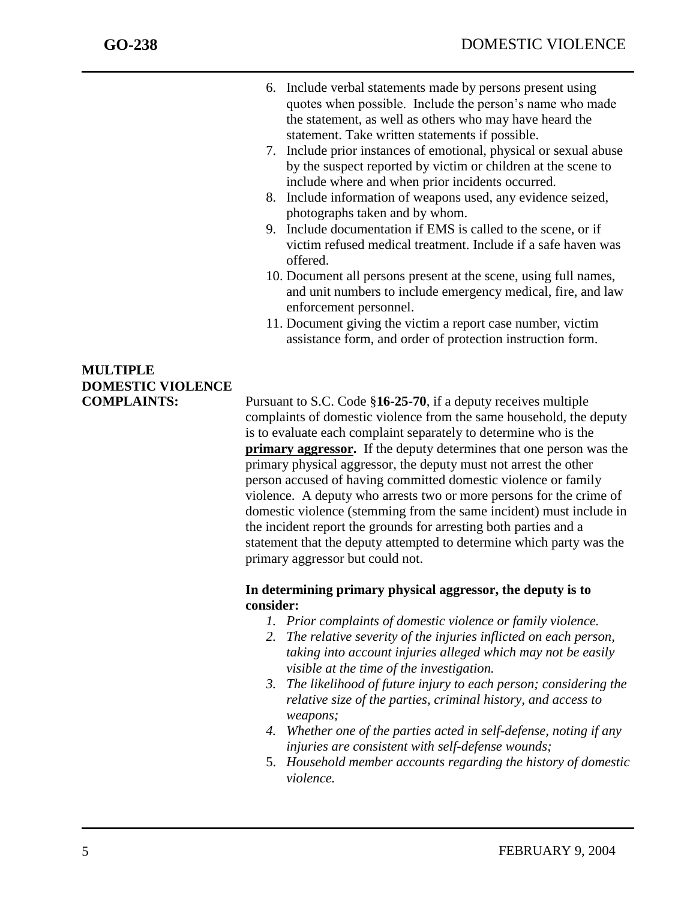6. Include verbal statements made by persons present using quotes when possible. Include the person's name who made the statement, as well as others who may have heard the statement. Take written statements if possible.
7. Include prior instances of emotional, physical or sexual abuse by the suspect reported by victim or children at the scene to include where and when prior incidents occurred.
8. Include information of weapons used, any evidence seized, photographs taken and by whom.
9. Include documentation if EMS is called to the scene, or if victim refused medical treatment. Include if a safe haven was offered.
10. Document all persons present at the scene, using full names, and unit numbers to include emergency medical, fire, and law enforcement personnel.
11. Document giving the victim a report case number, victim assistance form, and order of protection instruction form.

**MULTIPLE DOMESTIC VIOLENCE COMPLAINTS:**

Pursuant to S.C. Code §**16-25-70**, if a deputy receives multiple complaints of domestic violence from the same household, the deputy is to evaluate each complaint separately to determine who is the **primary aggressor.** If the deputy determines that one person was the primary physical aggressor, the deputy must not arrest the other person accused of having committed domestic violence or family violence. A deputy who arrests two or more persons for the crime of domestic violence (stemming from the same incident) must include in the incident report the grounds for arresting both parties and a statement that the deputy attempted to determine which party was the primary aggressor but could not.

**In determining primary physical aggressor, the deputy is to consider:**

1. *Prior complaints of domestic violence or family violence.*
2. *The relative severity of the injuries inflicted on each person, taking into account injuries alleged which may not be easily visible at the time of the investigation.*
3. *The likelihood of future injury to each person; considering the relative size of the parties, criminal history, and access to weapons;*
4. *Whether one of the parties acted in self-defense, noting if any injuries are consistent with self-defense wounds;*
5. *Household member accounts regarding the history of domestic violence.*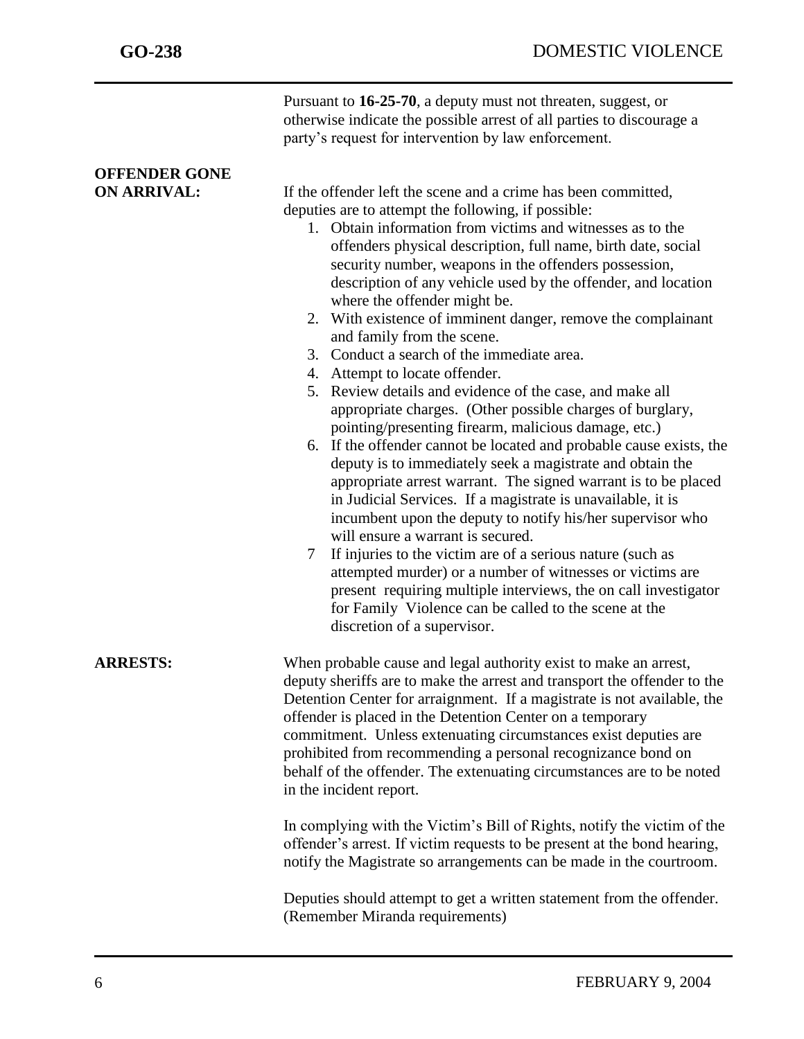Pursuant to **16-25-70**, a deputy must not threaten, suggest, or otherwise indicate the possible arrest of all parties to discourage a party's request for intervention by law enforcement.

**OFFENDER GONE ON ARRIVAL:**

If the offender left the scene and a crime has been committed, deputies are to attempt the following, if possible:

1. Obtain information from victims and witnesses as to the offenders physical description, full name, birth date, social security number, weapons in the offenders possession, description of any vehicle used by the offender, and location where the offender might be.
2. With existence of imminent danger, remove the complainant and family from the scene.
3. Conduct a search of the immediate area.
4. Attempt to locate offender.
5. Review details and evidence of the case, and make all appropriate charges. (Other possible charges of burglary, pointing/presenting firearm, malicious damage, etc.)
6. If the offender cannot be located and probable cause exists, the deputy is to immediately seek a magistrate and obtain the appropriate arrest warrant. The signed warrant is to be placed in Judicial Services. If a magistrate is unavailable, it is incumbent upon the deputy to notify his/her supervisor who will ensure a warrant is secured.
7. If injuries to the victim are of a serious nature (such as attempted murder) or a number of witnesses or victims are present requiring multiple interviews, the on call investigator for Family Violence can be called to the scene at the discretion of a supervisor.

**ARRESTS:**

When probable cause and legal authority exist to make an arrest, deputy sheriffs are to make the arrest and transport the offender to the Detention Center for arraignment. If a magistrate is not available, the offender is placed in the Detention Center on a temporary commitment. Unless extenuating circumstances exist deputies are prohibited from recommending a personal recognizance bond on behalf of the offender. The extenuating circumstances are to be noted in the incident report.

In complying with the Victim's Bill of Rights, notify the victim of the offender's arrest. If victim requests to be present at the bond hearing, notify the Magistrate so arrangements can be made in the courtroom.

Deputies should attempt to get a written statement from the offender. (Remember Miranda requirements)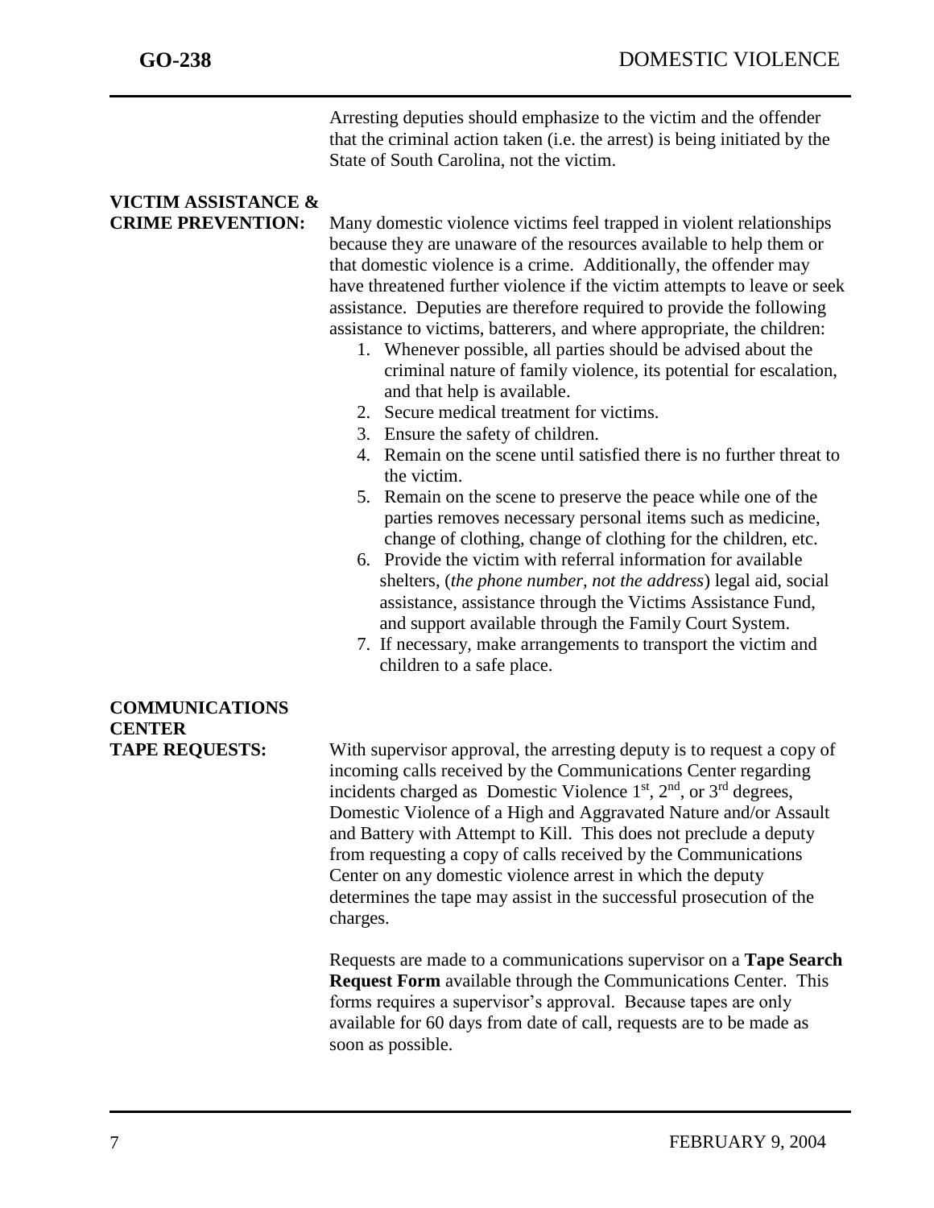Arresting deputies should emphasize to the victim and the offender that the criminal action taken (i.e. the arrest) is being initiated by the State of South Carolina, not the victim.

**VICTIM ASSISTANCE & CRIME PREVENTION:**

Many domestic violence victims feel trapped in violent relationships because they are unaware of the resources available to help them or that domestic violence is a crime. Additionally, the offender may have threatened further violence if the victim attempts to leave or seek assistance. Deputies are therefore required to provide the following assistance to victims, batterers, and where appropriate, the children:

1. Whenever possible, all parties should be advised about the criminal nature of family violence, its potential for escalation, and that help is available.
2. Secure medical treatment for victims.
3. Ensure the safety of children.
4. Remain on the scene until satisfied there is no further threat to the victim.
5. Remain on the scene to preserve the peace while one of the parties removes necessary personal items such as medicine, change of clothing, change of clothing for the children, etc.
6. Provide the victim with referral information for available shelters, (*the phone number, not the address*) legal aid, social assistance, assistance through the Victims Assistance Fund, and support available through the Family Court System.
7. If necessary, make arrangements to transport the victim and children to a safe place.

**COMMUNICATIONS CENTER TAPE REQUESTS:**

With supervisor approval, the arresting deputy is to request a copy of incoming calls received by the Communications Center regarding incidents charged as Domestic Violence 1st, 2nd, or 3rd degrees, Domestic Violence of a High and Aggravated Nature and/or Assault and Battery with Attempt to Kill. This does not preclude a deputy from requesting a copy of calls received by the Communications Center on any domestic violence arrest in which the deputy determines the tape may assist in the successful prosecution of the charges.

Requests are made to a communications supervisor on a **Tape Search Request Form** available through the Communications Center. This forms requires a supervisor's approval. Because tapes are only available for 60 days from date of call, requests are to be made as soon as possible.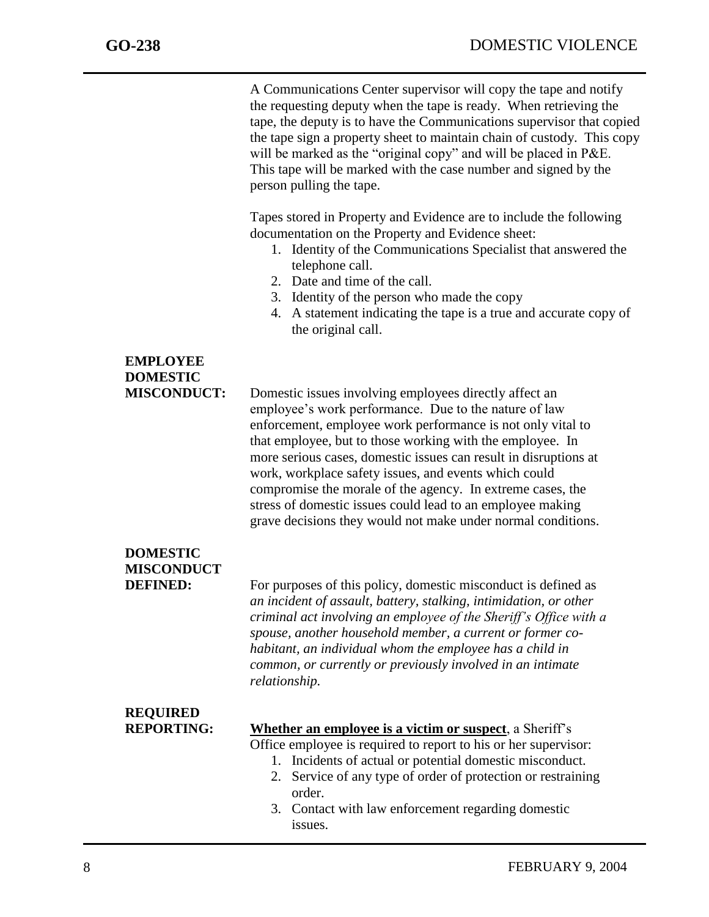A Communications Center supervisor will copy the tape and notify the requesting deputy when the tape is ready. When retrieving the tape, the deputy is to have the Communications supervisor that copied the tape sign a property sheet to maintain chain of custody. This copy will be marked as the "original copy" and will be placed in P&E. This tape will be marked with the case number and signed by the person pulling the tape.

Tapes stored in Property and Evidence are to include the following documentation on the Property and Evidence sheet:

1. Identity of the Communications Specialist that answered the telephone call.
2. Date and time of the call.
3. Identity of the person who made the copy
4. A statement indicating the tape is a true and accurate copy of the original call.

**EMPLOYEE DOMESTIC MISCONDUCT:**

Domestic issues involving employees directly affect an employee's work performance. Due to the nature of law enforcement, employee work performance is not only vital to that employee, but to those working with the employee. In more serious cases, domestic issues can result in disruptions at work, workplace safety issues, and events which could compromise the morale of the agency. In extreme cases, the stress of domestic issues could lead to an employee making grave decisions they would not make under normal conditions.

**DOMESTIC MISCONDUCT DEFINED:**

For purposes of this policy, domestic misconduct is defined as *an incident of assault, battery, stalking, intimidation, or other criminal act involving an employee of the Sheriff's Office with a spouse, another household member, a current or former co-habitant, an individual whom the employee has a child in common, or currently or previously involved in an intimate relationship.*

**REQUIRED REPORTING:**

**<u>Whether an employee is a victim or suspect</u>**, a Sheriff's Office employee is required to report to his or her supervisor:

1. Incidents of actual or potential domestic misconduct.
2. Service of any type of order of protection or restraining order.
3. Contact with law enforcement regarding domestic issues.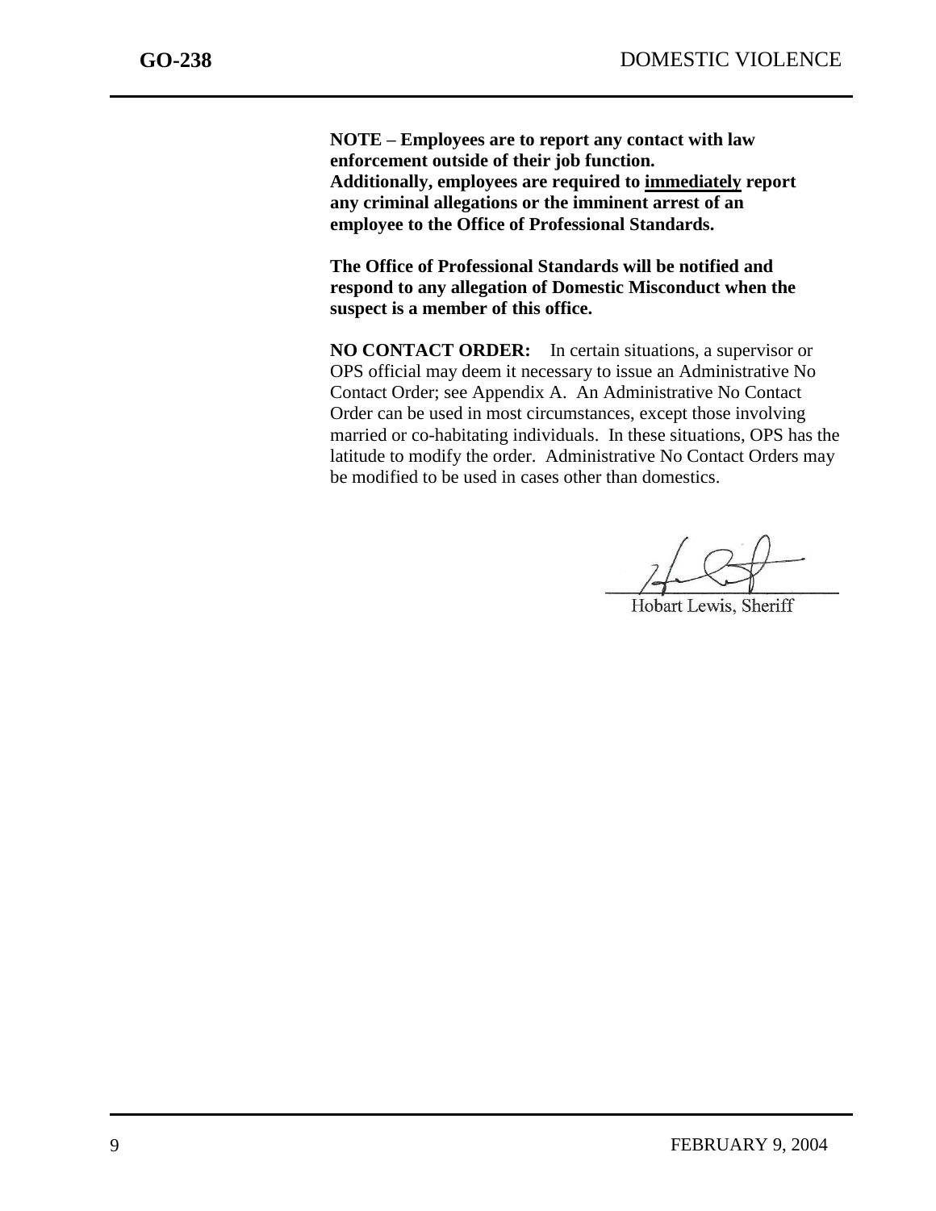**NOTE – Employees are to report any contact with law enforcement outside of their job function. Additionally, employees are required to <u>immediately</u> report any criminal allegations or the imminent arrest of an employee to the Office of Professional Standards.**

**The Office of Professional Standards will be notified and respond to any allegation of Domestic Misconduct when the suspect is a member of this office.**

**NO CONTACT ORDER:** In certain situations, a supervisor or OPS official may deem it necessary to issue an Administrative No Contact Order; see Appendix A. An Administrative No Contact Order can be used in most circumstances, except those involving married or co-habitating individuals. In these situations, OPS has the latitude to modify the order. Administrative No Contact Orders may be modified to be used in cases other than domestics.

Hobart Lewis, Sheriff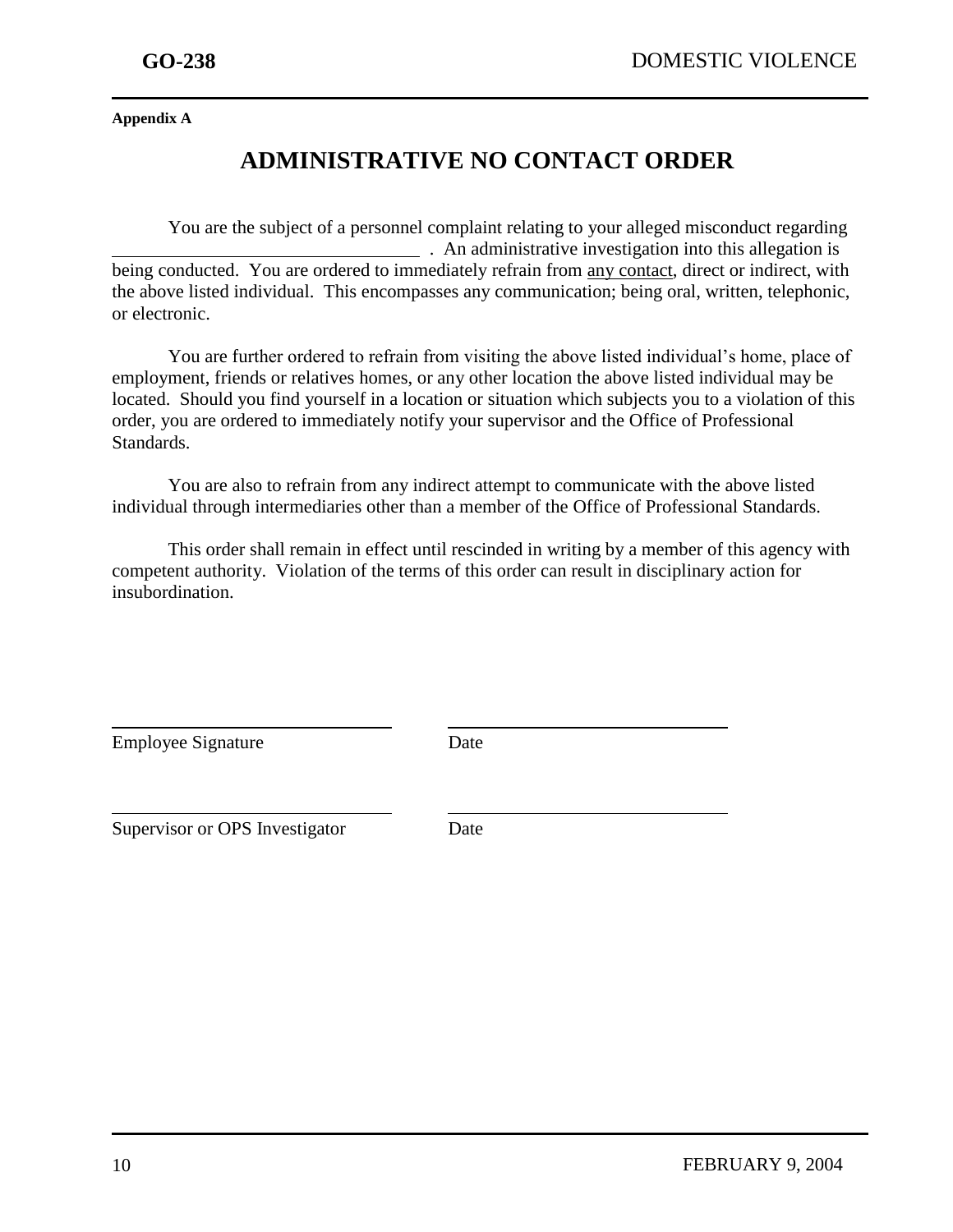**Appendix A**

# ADMINISTRATIVE NO CONTACT ORDER

You are the subject of a personnel complaint relating to your alleged misconduct regarding \_\_\_\_\_\_\_\_\_\_\_\_\_\_\_\_\_\_\_\_\_\_\_\_\_\_\_\_\_\_\_\_\_\_ . An administrative investigation into this allegation is being conducted. You are ordered to immediately refrain from <u>any contact</u>, direct or indirect, with the above listed individual. This encompasses any communication; being oral, written, telephonic, or electronic.

You are further ordered to refrain from visiting the above listed individual's home, place of employment, friends or relatives homes, or any other location the above listed individual may be located. Should you find yourself in a location or situation which subjects you to a violation of this order, you are ordered to immediately notify your supervisor and the Office of Professional Standards.

You are also to refrain from any indirect attempt to communicate with the above listed individual through intermediaries other than a member of the Office of Professional Standards.

This order shall remain in effect until rescinded in writing by a member of this agency with competent authority. Violation of the terms of this order can result in disciplinary action for insubordination.

\_\_\_\_\_\_\_\_\_\_\_\_\_\_\_\_\_\_\_\_\_\_\_\_\_\_\_\_\_\_ \_\_\_\_\_\_\_\_\_\_\_\_\_\_\_\_\_\_\_\_\_\_\_\_\_\_\_\_\_\_

Employee Signature Date

\_\_\_\_\_\_\_\_\_\_\_\_\_\_\_\_\_\_\_\_\_\_\_\_\_\_\_\_\_\_ \_\_\_\_\_\_\_\_\_\_\_\_\_\_\_\_\_\_\_\_\_\_\_\_\_\_\_\_\_\_

Supervisor or OPS Investigator Date